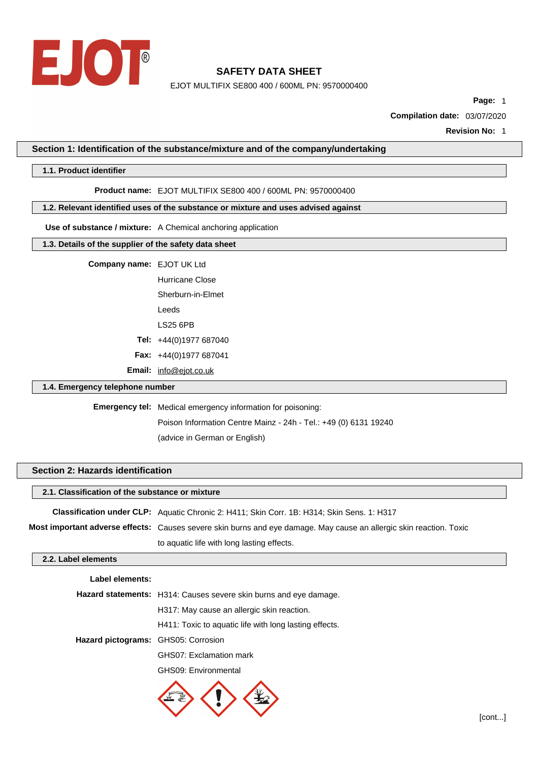# SAFETY DATA SHEET

EJOT MULTIFIX SE800 400 / 600ML PN: 9570000400

**Page:** 1

**Compilation date:** 03/07/2020

**Revision No:** 1

## Section 1: Identification of the substance/mixture and of the company/undertaking

### 1.1. Product identifier

**Product name:** EJOT MULTIFIX SE800 400 / 600ML PN: 9570000400

### 1.2. Relevant identified uses of the substance or mixture and uses advised against

**Use of substance / mixture:** A Chemical anchoring application

### 1.3. Details of the supplier of the safety data sheet

**Company name:** EJOT UK Ltd

Hurricane Close

Sherburn-in-Elmet

Leeds

LS25 6PB

**Tel:** +44(0)1977 687040

**Fax:** +44(0)1977 687041

**Email:** info@ejot.co.uk

### 1.4. Emergency telephone number

**Emergency tel:** Medical emergency information for poisoning:

Poison Information Centre Mainz - 24h - Tel.: +49 (0) 6131 19240

(advice in German or English)

## Section 2: Hazards identification

### 2.1. Classification of the substance or mixture

**Classification under CLP:** Aquatic Chronic 2: H411; Skin Corr. 1B: H314; Skin Sens. 1: H317

**Most important adverse effects:** Causes severe skin burns and eye damage. May cause an allergic skin reaction. Toxic to aquatic life with long lasting effects.

### 2.2. Label elements

**Label elements:**

**Hazard statements:** H314: Causes severe skin burns and eye damage.

H317: May cause an allergic skin reaction.

H411: Toxic to aquatic life with long lasting effects.

**Hazard pictograms:** GHS05: Corrosion

GHS07: Exclamation mark

GHS09: Environmental

[cont...]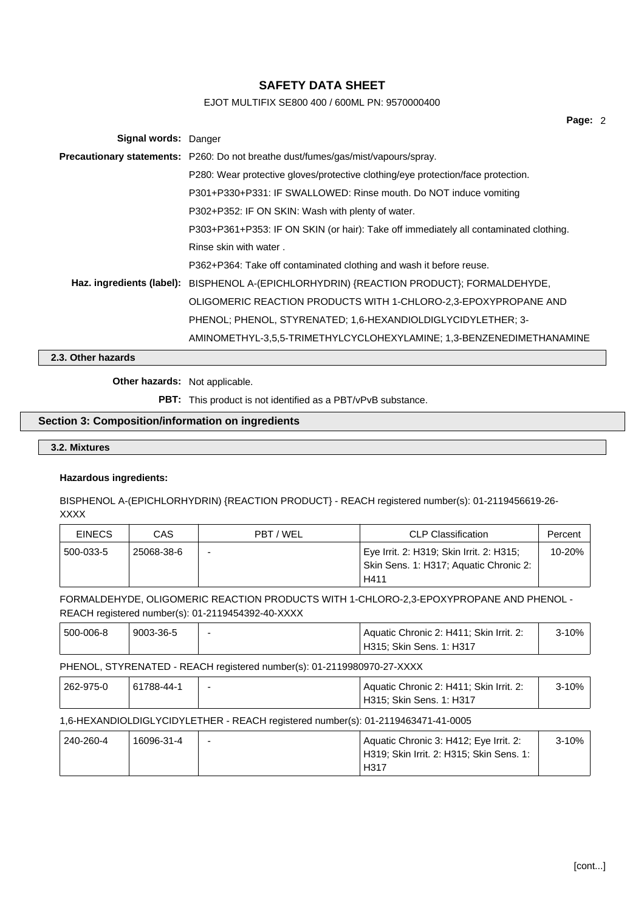**Signal words:** Danger

**Precautionary statements:** P260: Do not breathe dust/fumes/gas/mist/vapours/spray.

P280: Wear protective gloves/protective clothing/eye protection/face protection.

P301+P330+P331: IF SWALLOWED: Rinse mouth. Do NOT induce vomiting

P302+P352: IF ON SKIN: Wash with plenty of water.

P303+P361+P353: IF ON SKIN (or hair): Take off immediately all contaminated clothing. Rinse skin with water .

P362+P364: Take off contaminated clothing and wash it before reuse.

**Haz. ingredients (label):** BISPHENOL A-(EPICHLORHYDRIN) {REACTION PRODUCT}; FORMALDEHYDE, OLIGOMERIC REACTION PRODUCTS WITH 1-CHLORO-2,3-EPOXYPROPANE AND PHENOL; PHENOL, STYRENATED; 1,6-HEXANDIOLDIGLYCIDYLETHER; 3-AMINOMETHYL-3,5,5-TRIMETHYLCYCLOHEXYLAMINE; 1,3-BENZENEDIMETHANAMINE

### 2.3. Other hazards

**Other hazards:** Not applicable.

**PBT:** This product is not identified as a PBT/vPvB substance.

## Section 3: Composition/information on ingredients

### 3.2. Mixtures

**Hazardous ingredients:**

BISPHENOL A-(EPICHLORHYDRIN) {REACTION PRODUCT} - REACH registered number(s): 01-2119456619-26-XXXX

| EINECS | CAS | PBT / WEL | CLP Classification | Percent |
|---|---|---|---|---|
| 500-033-5 | 25068-38-6 | - | Eye Irrit. 2: H319; Skin Irrit. 2: H315; Skin Sens. 1: H317; Aquatic Chronic 2: H411 | 10-20% |

FORMALDEHYDE, OLIGOMERIC REACTION PRODUCTS WITH 1-CHLORO-2,3-EPOXYPROPANE AND PHENOL - REACH registered number(s): 01-2119454392-40-XXXX

| EINECS | CAS | PBT / WEL | CLP Classification | Percent |
|---|---|---|---|---|
| 500-006-8 | 9003-36-5 | - | Aquatic Chronic 2: H411; Skin Irrit. 2: H315; Skin Sens. 1: H317 | 3-10% |

PHENOL, STYRENATED - REACH registered number(s): 01-2119980970-27-XXXX

| EINECS | CAS | PBT / WEL | CLP Classification | Percent |
|---|---|---|---|---|
| 262-975-0 | 61788-44-1 | - | Aquatic Chronic 2: H411; Skin Irrit. 2: H315; Skin Sens. 1: H317 | 3-10% |

1,6-HEXANDIOLDIGLYCIDYLETHER - REACH registered number(s): 01-2119463471-41-0005

| EINECS | CAS | PBT / WEL | CLP Classification | Percent |
|---|---|---|---|---|
| 240-260-4 | 16096-31-4 | - | Aquatic Chronic 3: H412; Eye Irrit. 2: H319; Skin Irrit. 2: H315; Skin Sens. 1: H317 | 3-10% |

[cont...]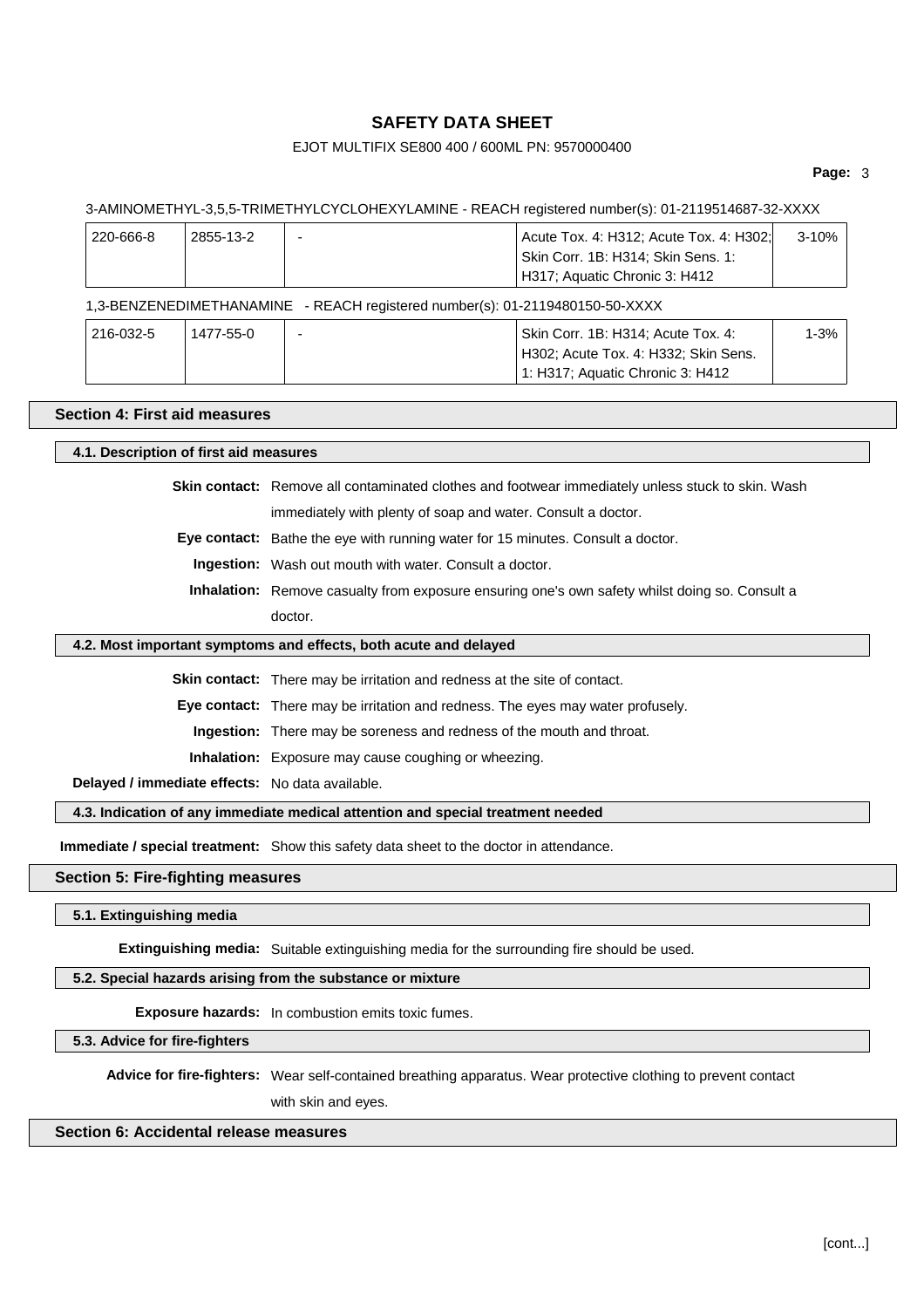3-AMINOMETHYL-3,5,5-TRIMETHYLCYCLOHEXYLAMINE - REACH registered number(s): 01-2119514687-32-XXXX

| | | | | |
|---|---|---|---|---|
| 220-666-8 | 2855-13-2 | - | Acute Tox. 4: H312; Acute Tox. 4: H302; Skin Corr. 1B: H314; Skin Sens. 1: H317; Aquatic Chronic 3: H412 | 3-10% |

1,3-BENZENEDIMETHANAMINE - REACH registered number(s): 01-2119480150-50-XXXX

| | | | | |
|---|---|---|---|---|
| 216-032-5 | 1477-55-0 | - | Skin Corr. 1B: H314; Acute Tox. 4: H302; Acute Tox. 4: H332; Skin Sens. 1: H317; Aquatic Chronic 3: H412 | 1-3% |

## Section 4: First aid measures

### 4.1. Description of first aid measures

**Skin contact:** Remove all contaminated clothes and footwear immediately unless stuck to skin. Wash immediately with plenty of soap and water. Consult a doctor.

**Eye contact:** Bathe the eye with running water for 15 minutes. Consult a doctor.

**Ingestion:** Wash out mouth with water. Consult a doctor.

**Inhalation:** Remove casualty from exposure ensuring one's own safety whilst doing so. Consult a doctor.

### 4.2. Most important symptoms and effects, both acute and delayed

**Skin contact:** There may be irritation and redness at the site of contact.

**Eye contact:** There may be irritation and redness. The eyes may water profusely.

**Ingestion:** There may be soreness and redness of the mouth and throat.

**Inhalation:** Exposure may cause coughing or wheezing.

**Delayed / immediate effects:** No data available.

### 4.3. Indication of any immediate medical attention and special treatment needed

**Immediate / special treatment:** Show this safety data sheet to the doctor in attendance.

## Section 5: Fire-fighting measures

### 5.1. Extinguishing media

**Extinguishing media:** Suitable extinguishing media for the surrounding fire should be used.

### 5.2. Special hazards arising from the substance or mixture

**Exposure hazards:** In combustion emits toxic fumes.

### 5.3. Advice for fire-fighters

**Advice for fire-fighters:** Wear self-contained breathing apparatus. Wear protective clothing to prevent contact with skin and eyes.

## Section 6: Accidental release measures

[cont...]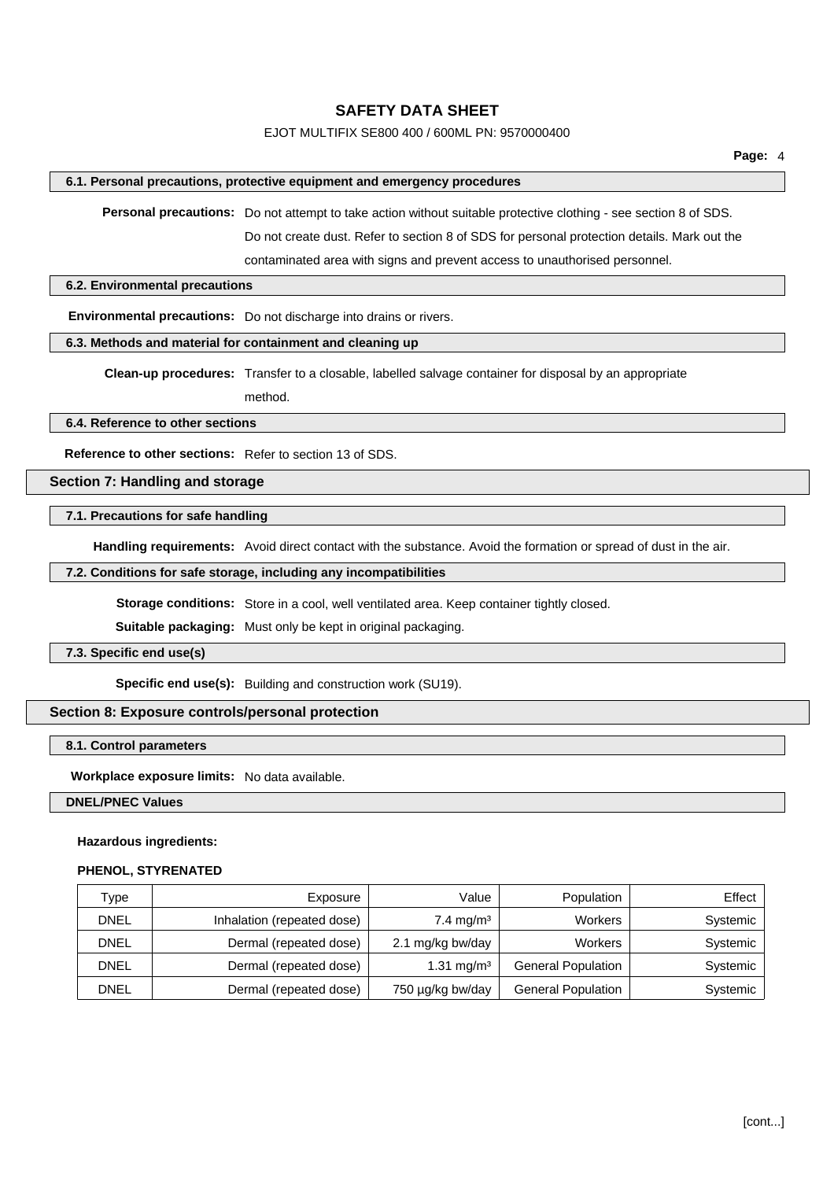### 6.1. Personal precautions, protective equipment and emergency procedures

**Personal precautions:** Do not attempt to take action without suitable protective clothing - see section 8 of SDS. Do not create dust. Refer to section 8 of SDS for personal protection details. Mark out the contaminated area with signs and prevent access to unauthorised personnel.

### 6.2. Environmental precautions

**Environmental precautions:** Do not discharge into drains or rivers.

### 6.3. Methods and material for containment and cleaning up

**Clean-up procedures:** Transfer to a closable, labelled salvage container for disposal by an appropriate method.

### 6.4. Reference to other sections

**Reference to other sections:** Refer to section 13 of SDS.

## Section 7: Handling and storage

### 7.1. Precautions for safe handling

**Handling requirements:** Avoid direct contact with the substance. Avoid the formation or spread of dust in the air.

### 7.2. Conditions for safe storage, including any incompatibilities

**Storage conditions:** Store in a cool, well ventilated area. Keep container tightly closed.

**Suitable packaging:** Must only be kept in original packaging.

### 7.3. Specific end use(s)

**Specific end use(s):** Building and construction work (SU19).

## Section 8: Exposure controls/personal protection

### 8.1. Control parameters

**Workplace exposure limits:** No data available.

### DNEL/PNEC Values

**Hazardous ingredients:**

**PHENOL, STYRENATED**

| Type | Exposure | Value | Population | Effect |
|---|---|---|---|---|
| DNEL | Inhalation (repeated dose) | 7.4 mg/m³ | Workers | Systemic |
| DNEL | Dermal (repeated dose) | 2.1 mg/kg bw/day | Workers | Systemic |
| DNEL | Dermal (repeated dose) | 1.31 mg/m³ | General Population | Systemic |
| DNEL | Dermal (repeated dose) | 750 µg/kg bw/day | General Population | Systemic |

[cont...]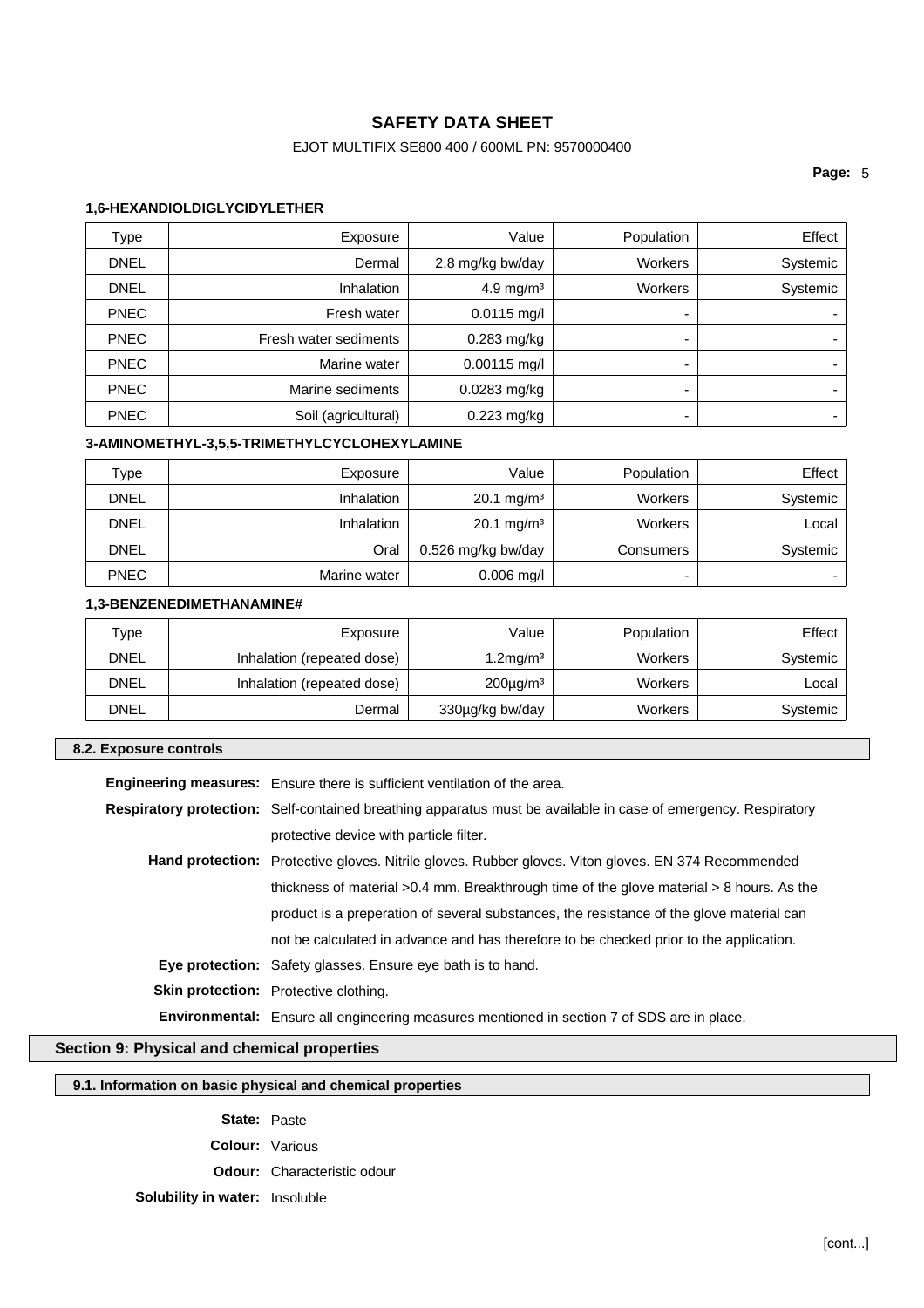**1,6-HEXANDIOLDIGLYCIDYLETHER**

| Type | Exposure | Value | Population | Effect |
|---|---|---|---|---|
| DNEL | Dermal | 2.8 mg/kg bw/day | Workers | Systemic |
| DNEL | Inhalation | 4.9 mg/m³ | Workers | Systemic |
| PNEC | Fresh water | 0.0115 mg/l | - | - |
| PNEC | Fresh water sediments | 0.283 mg/kg | - | - |
| PNEC | Marine water | 0.00115 mg/l | - | - |
| PNEC | Marine sediments | 0.0283 mg/kg | - | - |
| PNEC | Soil (agricultural) | 0.223 mg/kg | - | - |

**3-AMINOMETHYL-3,5,5-TRIMETHYLCYCLOHEXYLAMINE**

| Type | Exposure | Value | Population | Effect |
|---|---|---|---|---|
| DNEL | Inhalation | 20.1 mg/m³ | Workers | Systemic |
| DNEL | Inhalation | 20.1 mg/m³ | Workers | Local |
| DNEL | Oral | 0.526 mg/kg bw/day | Consumers | Systemic |
| PNEC | Marine water | 0.006 mg/l | - | - |

**1,3-BENZENEDIMETHANAMINE#**

| Type | Exposure | Value | Population | Effect |
|---|---|---|---|---|
| DNEL | Inhalation (repeated dose) | 1.2mg/m³ | Workers | Systemic |
| DNEL | Inhalation (repeated dose) | 200µg/m³ | Workers | Local |
| DNEL | Dermal | 330µg/kg bw/day | Workers | Systemic |

### 8.2. Exposure controls

**Engineering measures:** Ensure there is sufficient ventilation of the area.

**Respiratory protection:** Self-contained breathing apparatus must be available in case of emergency. Respiratory protective device with particle filter.

**Hand protection:** Protective gloves. Nitrile gloves. Rubber gloves. Viton gloves. EN 374 Recommended thickness of material >0.4 mm. Breakthrough time of the glove material > 8 hours. As the product is a preperation of several substances, the resistance of the glove material can not be calculated in advance and has therefore to be checked prior to the application.

**Eye protection:** Safety glasses. Ensure eye bath is to hand.

**Skin protection:** Protective clothing.

**Environmental:** Ensure all engineering measures mentioned in section 7 of SDS are in place.

## Section 9: Physical and chemical properties

### 9.1. Information on basic physical and chemical properties

**State:** Paste

**Colour:** Various

**Odour:** Characteristic odour

**Solubility in water:** Insoluble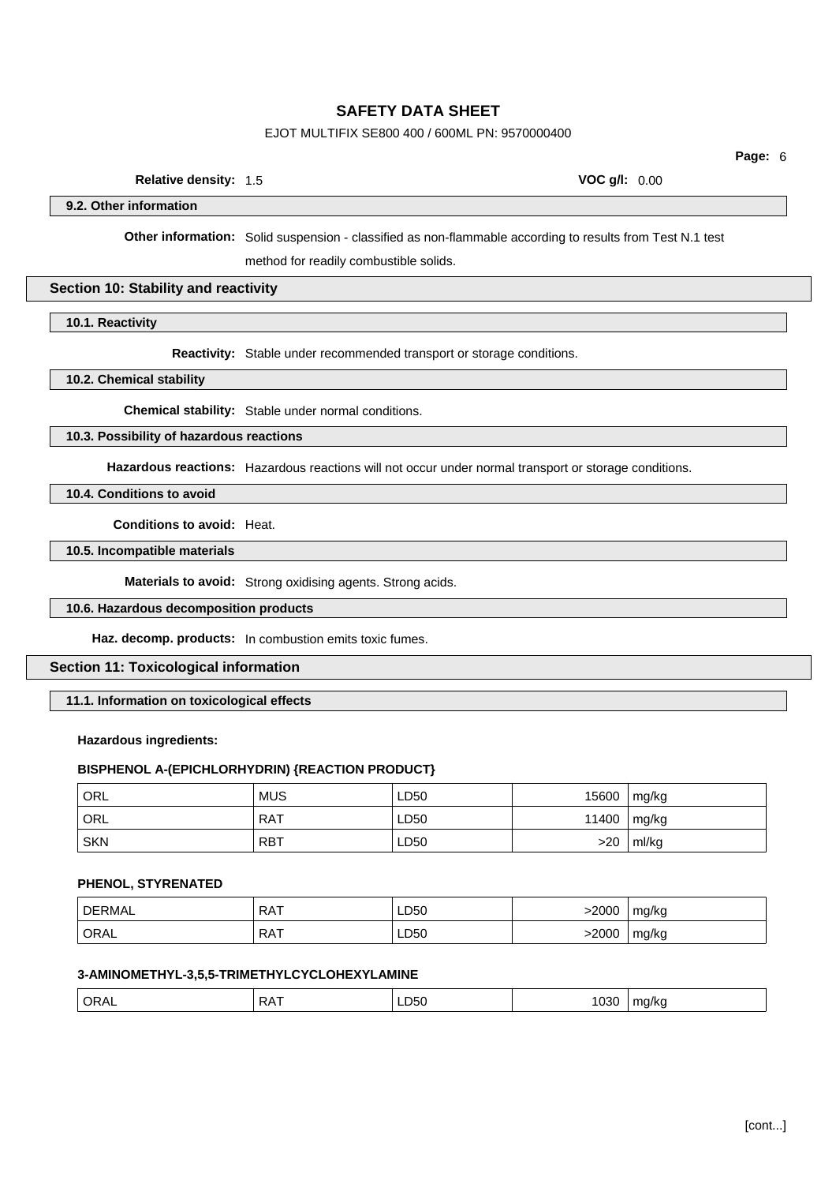**Relative density:** 1.5 **VOC g/l:** 0.00

### 9.2. Other information

**Other information:** Solid suspension - classified as non-flammable according to results from Test N.1 test method for readily combustible solids.

## Section 10: Stability and reactivity

### 10.1. Reactivity

**Reactivity:** Stable under recommended transport or storage conditions.

### 10.2. Chemical stability

**Chemical stability:** Stable under normal conditions.

### 10.3. Possibility of hazardous reactions

**Hazardous reactions:** Hazardous reactions will not occur under normal transport or storage conditions.

### 10.4. Conditions to avoid

**Conditions to avoid:** Heat.

### 10.5. Incompatible materials

**Materials to avoid:** Strong oxidising agents. Strong acids.

### 10.6. Hazardous decomposition products

**Haz. decomp. products:** In combustion emits toxic fumes.

## Section 11: Toxicological information

### 11.1. Information on toxicological effects

**Hazardous ingredients:**

**BISPHENOL A-(EPICHLORHYDRIN) {REACTION PRODUCT}**

| | | | | |
|---|---|---|---|---|
| ORL | MUS | LD50 | 15600 | mg/kg |
| ORL | RAT | LD50 | 11400 | mg/kg |
| SKN | RBT | LD50 | >20 | ml/kg |

**PHENOL, STYRENATED**

| | | | | |
|---|---|---|---|---|
| DERMAL | RAT | LD50 | >2000 | mg/kg |
| ORAL | RAT | LD50 | >2000 | mg/kg |

**3-AMINOMETHYL-3,5,5-TRIMETHYLCYCLOHEXYLAMINE**

| | | | | |
|---|---|---|---|---|
| ORAL | RAT | LD50 | 1030 | mg/kg |

[cont...]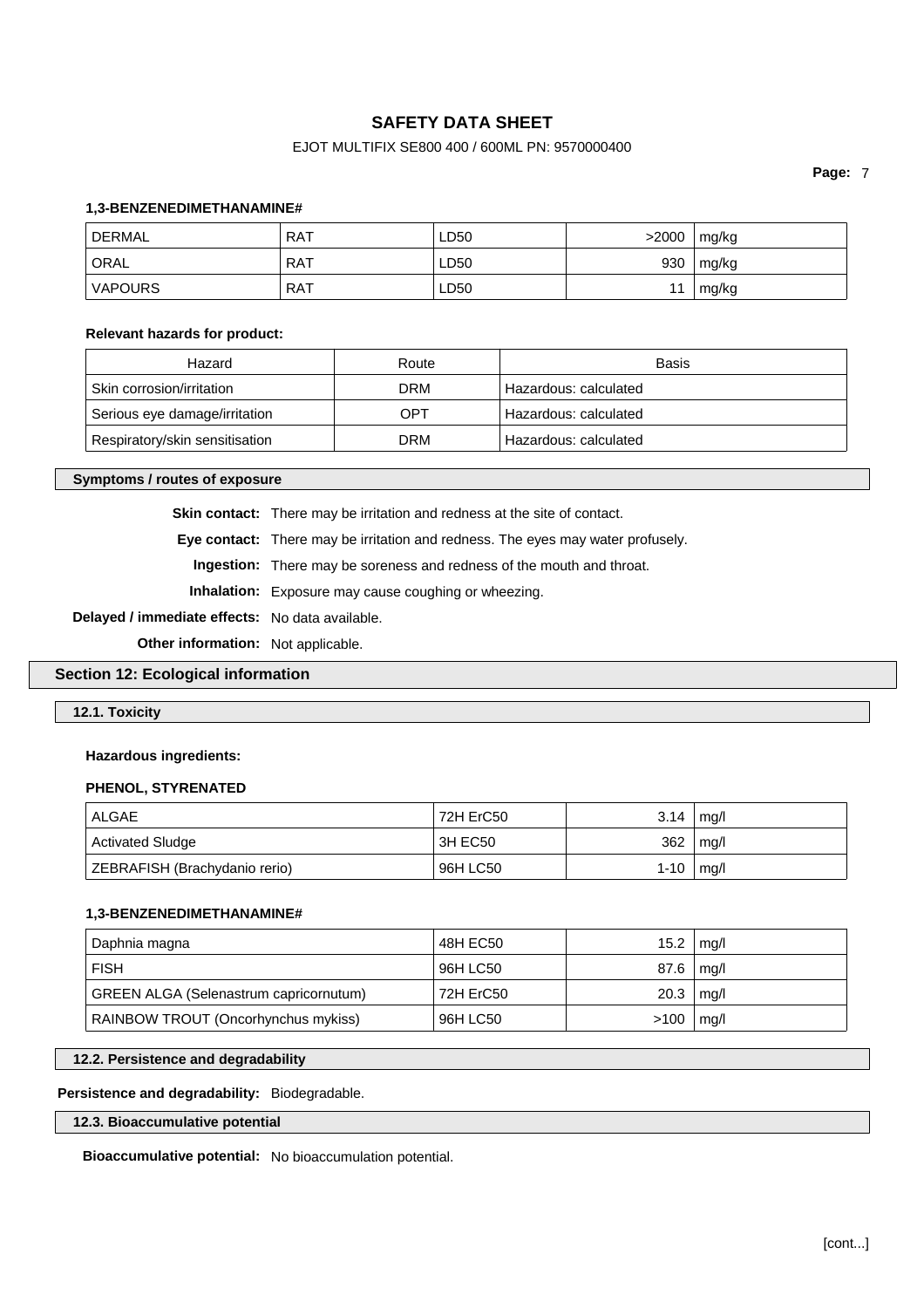**1,3-BENZENEDIMETHANAMINE#**

| | | | | |
|---|---|---|---|---|
| DERMAL | RAT | LD50 | >2000 | mg/kg |
| ORAL | RAT | LD50 | 930 | mg/kg |
| VAPOURS | RAT | LD50 | 11 | mg/kg |

**Relevant hazards for product:**

| Hazard | Route | Basis |
|---|---|---|
| Skin corrosion/irritation | DRM | Hazardous: calculated |
| Serious eye damage/irritation | OPT | Hazardous: calculated |
| Respiratory/skin sensitisation | DRM | Hazardous: calculated |

#### Symptoms / routes of exposure

**Skin contact:** There may be irritation and redness at the site of contact.

**Eye contact:** There may be irritation and redness. The eyes may water profusely.

**Ingestion:** There may be soreness and redness of the mouth and throat.

**Inhalation:** Exposure may cause coughing or wheezing.

**Delayed / immediate effects:** No data available.

**Other information:** Not applicable.

## Section 12: Ecological information

### 12.1. Toxicity

**Hazardous ingredients:**

**PHENOL, STYRENATED**

| | | | |
|---|---|---|---|
| ALGAE | 72H ErC50 | 3.14 | mg/l |
| Activated Sludge | 3H EC50 | 362 | mg/l |
| ZEBRAFISH (Brachydanio rerio) | 96H LC50 | 1-10 | mg/l |

**1,3-BENZENEDIMETHANAMINE#**

| | | | |
|---|---|---|---|
| Daphnia magna | 48H EC50 | 15.2 | mg/l |
| FISH | 96H LC50 | 87.6 | mg/l |
| GREEN ALGA (Selenastrum capricornutum) | 72H ErC50 | 20.3 | mg/l |
| RAINBOW TROUT (Oncorhynchus mykiss) | 96H LC50 | >100 | mg/l |

### 12.2. Persistence and degradability

**Persistence and degradability:** Biodegradable.

### 12.3. Bioaccumulative potential

**Bioaccumulative potential:** No bioaccumulation potential.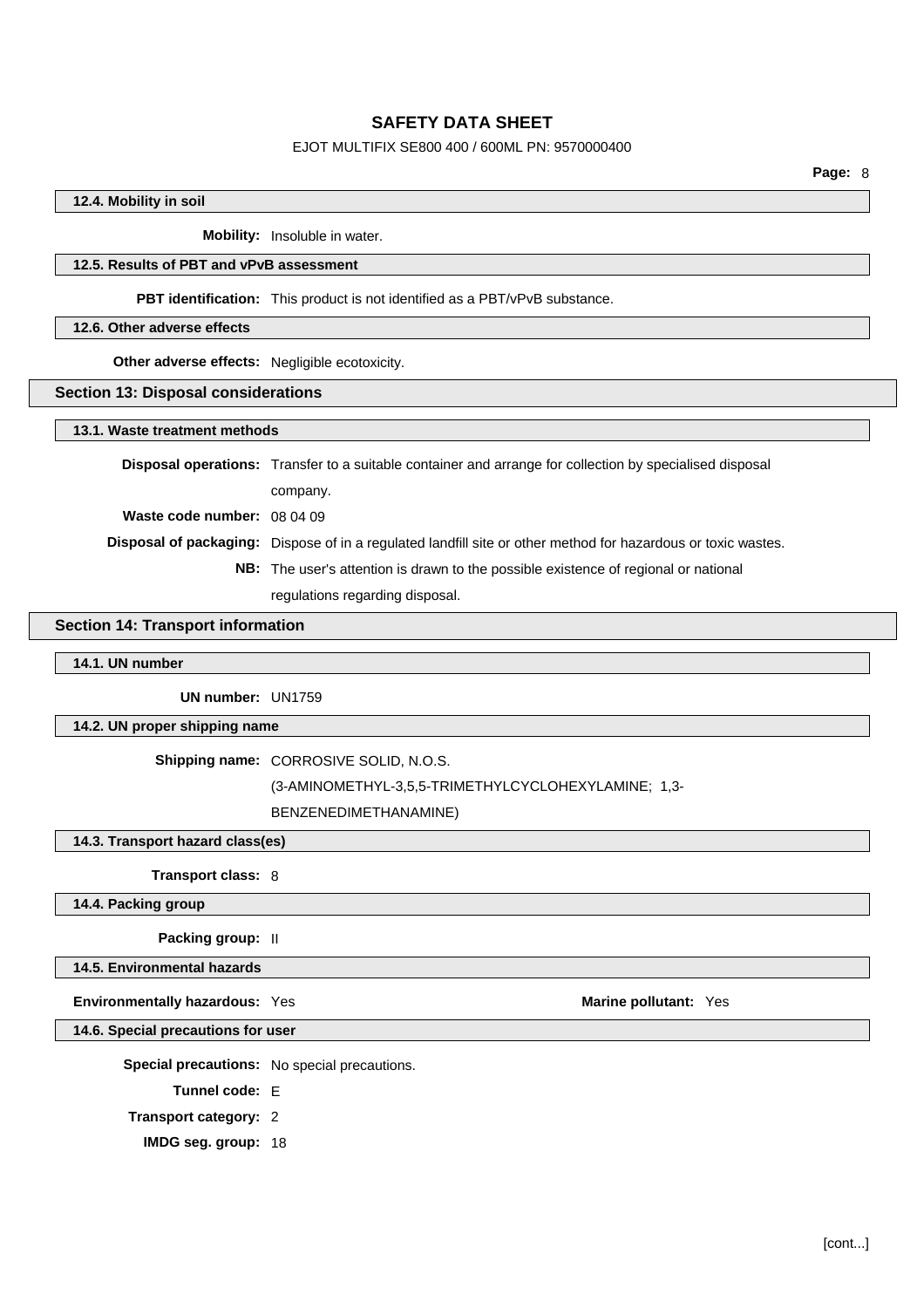### 12.4. Mobility in soil

**Mobility:** Insoluble in water.

### 12.5. Results of PBT and vPvB assessment

**PBT identification:** This product is not identified as a PBT/vPvB substance.

### 12.6. Other adverse effects

**Other adverse effects:** Negligible ecotoxicity.

## Section 13: Disposal considerations

### 13.1. Waste treatment methods

**Disposal operations:** Transfer to a suitable container and arrange for collection by specialised disposal company.

**Waste code number:** 08 04 09

**Disposal of packaging:** Dispose of in a regulated landfill site or other method for hazardous or toxic wastes.

**NB:** The user's attention is drawn to the possible existence of regional or national regulations regarding disposal.

## Section 14: Transport information

### 14.1. UN number

**UN number:** UN1759

### 14.2. UN proper shipping name

**Shipping name:** CORROSIVE SOLID, N.O.S. (3-AMINOMETHYL-3,5,5-TRIMETHYLCYCLOHEXYLAMINE; 1,3-BENZENEDIMETHANAMINE)

### 14.3. Transport hazard class(es)

**Transport class:** 8

### 14.4. Packing group

**Packing group:** II

### 14.5. Environmental hazards

**Environmentally hazardous:** Yes

**Marine pollutant:** Yes

### 14.6. Special precautions for user

**Special precautions:** No special precautions.

**Tunnel code:** E

**Transport category:** 2

**IMDG seg. group:** 18

[cont...]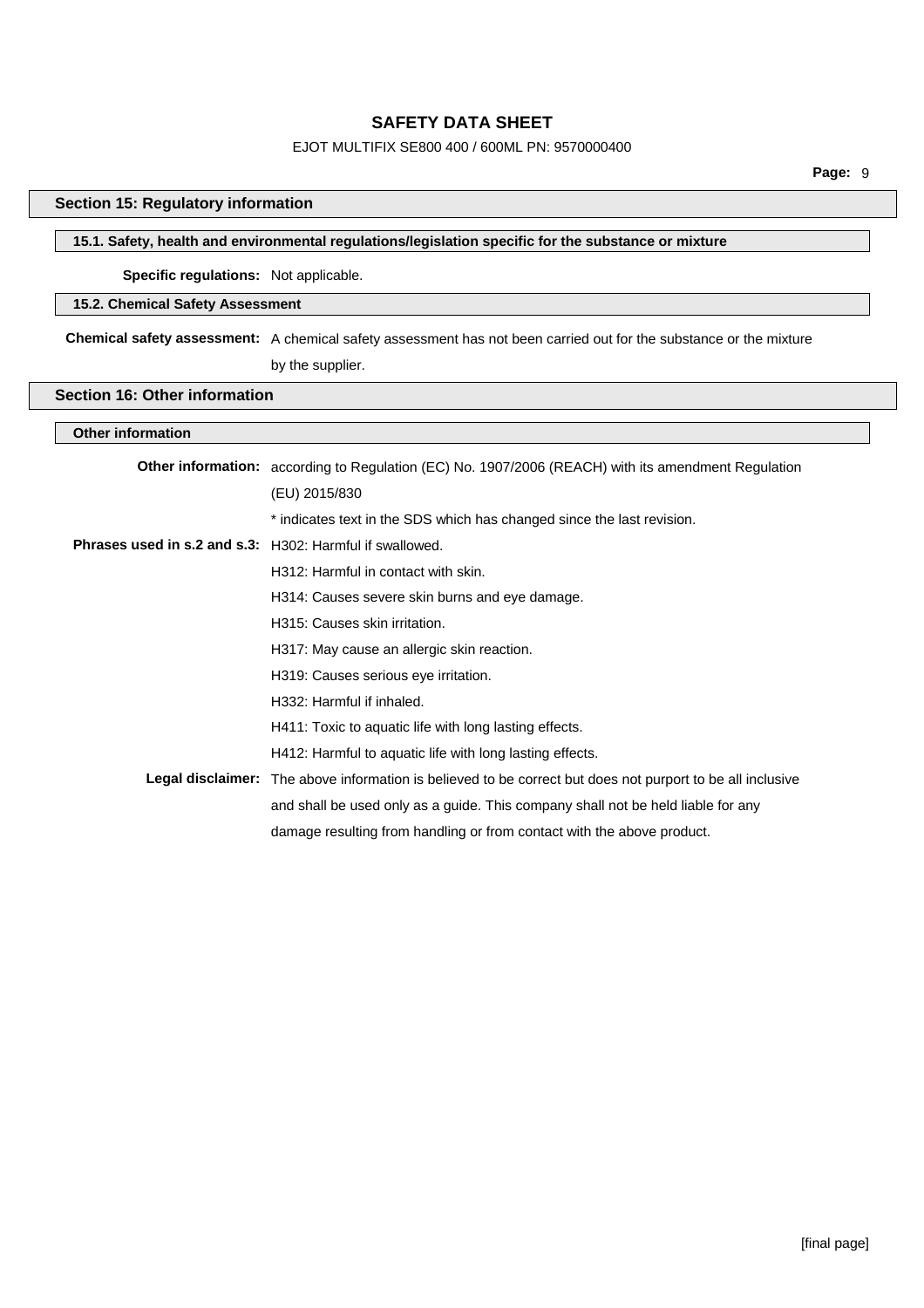## Section 15: Regulatory information

### 15.1. Safety, health and environmental regulations/legislation specific for the substance or mixture

**Specific regulations:** Not applicable.

### 15.2. Chemical Safety Assessment

**Chemical safety assessment:** A chemical safety assessment has not been carried out for the substance or the mixture by the supplier.

## Section 16: Other information

### Other information

**Other information:** according to Regulation (EC) No. 1907/2006 (REACH) with its amendment Regulation (EU) 2015/830

\* indicates text in the SDS which has changed since the last revision.

**Phrases used in s.2 and s.3:**

H302: Harmful if swallowed.

H312: Harmful in contact with skin.

H314: Causes severe skin burns and eye damage.

H315: Causes skin irritation.

H317: May cause an allergic skin reaction.

H319: Causes serious eye irritation.

H332: Harmful if inhaled.

H411: Toxic to aquatic life with long lasting effects.

H412: Harmful to aquatic life with long lasting effects.

**Legal disclaimer:** The above information is believed to be correct but does not purport to be all inclusive and shall be used only as a guide. This company shall not be held liable for any damage resulting from handling or from contact with the above product.

[final page]